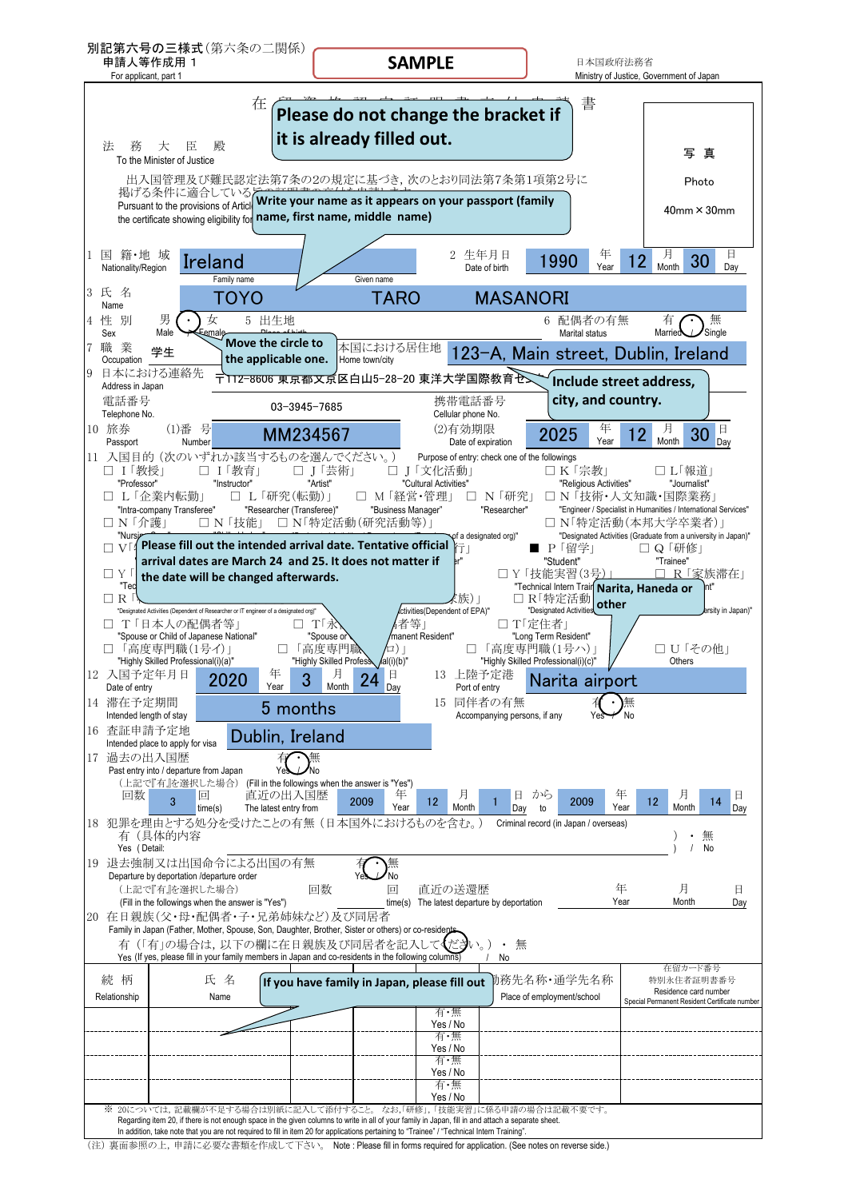別記第六号の三様式（第六条の二関係）
申請人等作成用 1
For applicant, part 1

**SAMPLE**

日本国政府法務省
Ministry of Justice, Government of Japan

# 在留資格認定証明書交付申請書

> Please do not change the bracket if it is already filled out.

法務大臣殿
To the Minister of Justice

写真
Photo
40mm × 30mm

出入国管理及び難民認定法第7条の2の規定に基づき，次のとおり同法第7条第1項第2号に掲げる条件に適合している旨の証明書の交付を申請します。
Pursuant to the provisions of Article 7-2 of the Immigration Control and Refugee Recognition Act, I hereby apply for the certificate showing eligibility for the conditions provided for in 7, Paragraph 1, Item 2 of the said Act.

> Write your name as it appears on your passport (family name, first name, middle name)

1 国籍・地域 Nationality/Region: **Ireland**

2 生年月日 Date of birth: **1990** 年 Year **12** 月 Month **30** 日 Day

3 氏名 Name: Family name **TOYO** / Given name **TARO MASANORI**

4 性別 Sex: 男 Male ○ / 女 Female

5 出生地 Place of birth:

> Move the circle to the applicable one.

6 配偶者の有無 Marital status: 有 Married / 無 Single ○

7 職業 Occupation: 学生

8 本国における居住地 Home town/city: **123-A, Main street, Dublin, Ireland**

9 日本における連絡先 Address in Japan: 〒112-8606 東京都文京区白山5-28-20 東洋大学国際教育センター

> Include street address, city, and country.

電話番号 Telephone No.: 03-3945-7685
携帯電話番号 Cellular phone No.:

10 旅券 Passport (1)番号 Number: **MM234567** (2)有効期限 Date of expiration: **2025** 年 Year **12** 月 Month **30** 日 Day

11 入国目的（次のいずれか該当するものを選んでください。） Purpose of entry: check one of the followings

- □ I「教授」 "Professor"
- □ I「教育」 "Instructor"
- □ J「芸術」 "Artist"
- □ J「文化活動」 "Cultural Activities"
- □ K「宗教」 "Religious Activities"
- □ L「報道」 "Journalist"
- □ L「企業内転勤」 "Intra-company Transferee"
- □ L「研究（転勤）」 "Researcher (Transferee)"
- □ M「経営・管理」 "Business Manager"
- □ N「研究」 "Researcher"
- □ N「技術・人文知識・国際業務」 "Engineer / Specialist in Humanities / International Services"
- □ N「介護」 "Nursing Care"
- □ N「技能」
- □ N「特定活動（研究活動等）」 "Designated Activities (Researcher or IT engineer of a designated org)"
- □ N「特定活動（本邦大学卒業者）」 "Designated Activities (Graduate from a university in Japan)"
- □ V「...」
- □ ...「興行」
- ■ P「留学」 "Student"
- □ Q「研修」 "Trainee"
- □ Y「...」 "Tec..."
- □ Y「技能実習（3号）」 "Technical Intern Training (iii)"
- □ R「家族滞在」 "Dependent"
- □ R「...」
- □ ...「家族」 "...ctivities (Dependent of EPA)"
- □ R「特定活動」 "Designated Activities..."
- "Designated Activities (Dependent of Researcher or IT engineer of a designated org)"
- "...ersity in Japan)"
- □ T「日本人の配偶者等」 "Spouse or Child of Japanese National"
- □ T「永住者の配偶者等」 "Spouse or Child of Permanent Resident"
- □ T「定住者」 "Long Term Resident"
- □「高度専門職（1号イ）」 "Highly Skilled Professional(i)(a)"
- □「高度専門職（1号ロ）」 "Highly Skilled Professional(i)(b)"
- □「高度専門職（1号ハ）」 "Highly Skilled Professional(i)(c)"
- □ U「その他」 Others

> Please fill out the intended arrival date. Tentative official arrival dates are March 24 and 25. It does not matter if the date will be changed afterwards.

> Narita, Haneda or other

12 入国予定年月日 Date of entry: **2020** 年 Year **3** 月 Month **24** 日 Day

13 上陸予定港 Port of entry: **Narita airport**

14 滞在予定期間 Intended length of stay: **5 months**

15 同伴者の有無 Accompanying persons, if any: 有 Yes / 無 No ○

16 査証申請予定地 Intended place to apply for visa: **Dublin, Ireland**

17 過去の出入国歴 Past entry into / departure from Japan: 有 Yes ○ / 無 No
（上記で『有』を選択した場合） (Fill in the followings when the answer is "Yes")
回数 **3** 回 time(s) 直近の出入国歴 The latest entry from **2009** 年 Year **12** 月 Month **1** 日 Day から to **2009** 年 Year **12** 月 Month **14** 日 Day

18 犯罪を理由とする処分を受けたことの有無（日本国外におけるものを含む。） Criminal record (in Japan / overseas)
有（具体的内容 Yes ( Detail: ） ・ 無 / No

19 退去強制又は出国命令による出国の有無 Departure by deportation /departure order: 有 Yes ○ / 無 No
（上記で『有』を選択した場合） (Fill in the followings when the answer is "Yes")
回数 回 time(s) 直近の送還歴 The latest departure by deportation 年 Year 月 Month 日 Day

20 在日親族（父・母・配偶者・子・兄弟姉妹など）及び同居者 Family in Japan (Father, Mother, Spouse, Son, Daughter, Brother, Sister or others) or co-residents
「有」の場合は，以下の欄に在日親族及び同居者を記入してください。 ・ 無
Yes (If yes, please fill in your family members in Japan and co-residents in the following columns) / No

> If you have family in Japan, please fill out

| 続柄 Relationship | 氏名 Name | 生年月日 Date of birth | 国籍・地域 Nationality/Region | 同居予定 Intended to reside with applicant or not | 勤務先名称・通学先名称 Place of employment/school | 在留カード番号 特別永住者証明書番号 Residence card number Special Permanent Resident Certificate number |
|---|---|---|---|---|---|---|
| | | | | 有・無 Yes / No | | |
| | | | | 有・無 Yes / No | | |
| | | | | 有・無 Yes / No | | |
| | | | | 有・無 Yes / No | | |

※ 20については，記載欄が不足する場合は別紙に記入して添付すること。 なお，「研修」，「技能実習」に係る申請の場合は記載不要です。
Regarding item 20, if there is not enough space in the given columns to write in all of your family in Japan, fill in and attach a separate sheet.
In addition, take note that you are not required to fill in item 20 for applications pertaining to "Trainee" / "Technical Intern Training".

（注）裏面参照の上，申請に必要な書類を作成して下さい。 Note : Please fill in forms required for application. (See notes on reverse side.)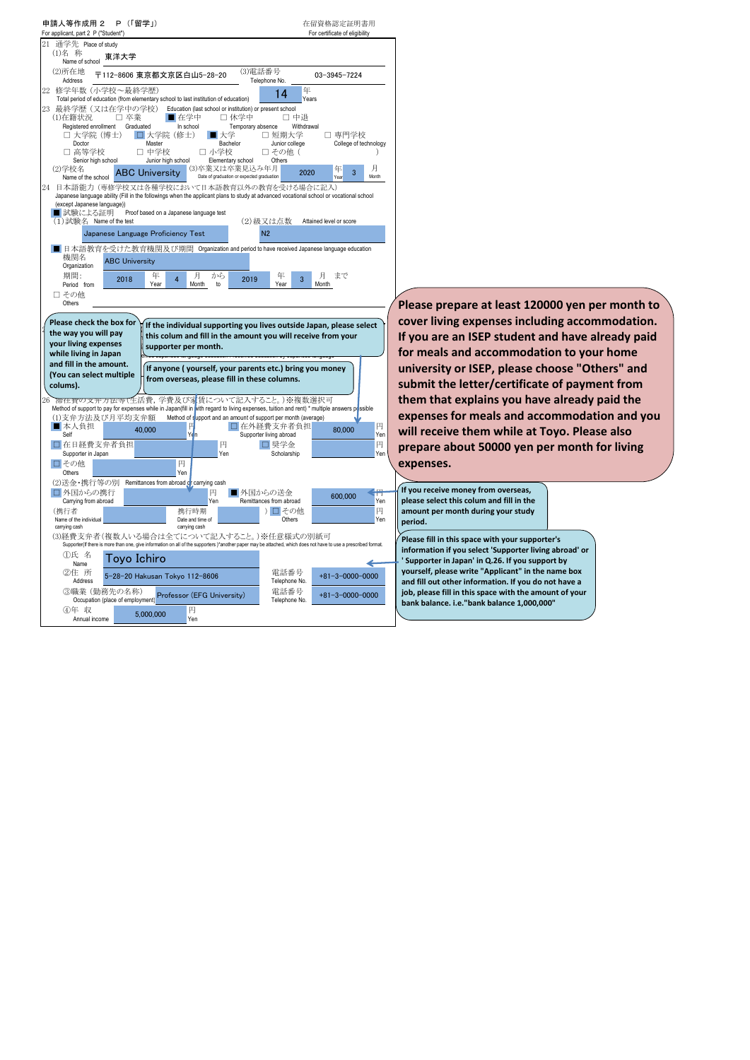申請人等作成用２　P（「留学」）
For applicant, part 2 P ("Student")

在留資格認定証明書用
For certificate of eligibility

21 通学先 Place of study

(1)名 称 Name of school: 東洋大学

(2)所在地 Address: 〒112-8606 東京都文京区白山5-28-20

(3)電話番号 Telephone No.: 03-3945-7224

22 修学年数（小学校～最終学歴） Total period of education (from elementary school to last institution of education): 14 年 Years

23 最終学歴（又は在学中の学校） Education (last school or institution) or present school

(1)在籍状況 Registered enrollment: □ 卒業 Graduated　■ 在学中 In school　□ 休学中 Temporary absence　□ 中退 Withdrawal

□ 大学院（博士） Doctor　□ 大学院（修士） Master　■ 大学 Bachelor　□ 短期大学 Junior college　□ 専門学校 College of technology
□ 高等学校 Senior high school　□ 中学校 Junior high school　□ 小学校 Elementary school　□ その他（　　） Others

(2)学校名 Name of the school: ABC University

(3)卒業又は卒業見込み年月 Date of graduation or expected graduation: 2020 年 Year 3 月 Month

24 日本語能力（専修学校又は各種学校において日本語教育以外の教育を受ける場合に記入） Japanese language ability (Fill in the followings when the applicant plans to study at advanced vocational school or vocational school (except Japanese language))

■ 試験による証明 Proof based on a Japanese language test

(1)試験名 Name of the test: Japanese Language Proficiency Test

(2)級又は点数 Attained level or score: N2

■ 日本語教育を受けた教育機関及び期間 Organization and period to have received Japanese language education

機関名 Organization: ABC University

期間: Period from 2018 年 Year 4 月 Month から to 2019 年 Year 3 月 Month まで

□ その他 Others

Please check the box for the way you will pay your living expenses while living in Japan and fill in the amount. (You can select multiple colums).

If the individual supporting you lives outside Japan, please select this colum and fill in the amount you will receive from your supporter per month.

If anyone ( yourself, your parents etc.) bring you money from overseas, please fill in these columns.

26 滞在費の支弁方法等（生活費，学費及び家賃について記入すること。）※複数選択可 Method of support to pay for expenses while in Japan(fill in with regard to living expenses, tuition and rent) * multiple answers possible

(1)支弁方法及び月平均支弁額 Method of support and an amount of support per month (average)

| | | | |
|---|---|---|---|
| ■ 本人負担 Self | 40,000 円 Yen | □ 在外経費支弁者負担 Supporter living abroad | 80,000 円 Yen |
| □ 在日経費支弁者負担 Supporter in Japan | 円 Yen | □ 奨学金 Scholarship | 円 Yen |
| □ その他 Others | 円 Yen | | |

(2)送金・携行等の別 Remittances from abroad or carrying cash

| | | | |
|---|---|---|---|
| □ 外国からの携行 Carrying from abroad | 円 Yen | ■ 外国からの送金 Remittances from abroad | 600,000 円 Yen |
| （携行者 Name of the individual carrying cash | 携行時期 Date and time of carrying cash | ）□ その他 Others | 円 Yen |

(3)経費支弁者（複数いる場合は全てについて記入すること。）※任意様式の別紙可 Supporter(If there is more than one, give information on all of the supporters )*another paper may be attached, which does not have to use a prescribed format.

①氏 名 Name: Toyo Ichiro

②住 所 Address: 5-28-20 Hakusan Tokyo 112-8606　電話番号 Telephone No.: +81-3-0000-0000

③職業（勤務先の名称） Occupation (place of employment): Professor (EFG University)　電話番号 Telephone No.: +81-3-0000-0000

④年 収 Annual income: 5,000,000 円 Yen

Please prepare at least 120000 yen per month to cover living expenses including accommodation. If you are an ISEP student and have already paid for meals and accommodation to your home university or ISEP, please choose "Others" and submit the letter/certificate of payment from them that explains you have already paid the expenses for meals and accommodation and you will receive them while at Toyo. Please also prepare about 50000 yen per month for living expenses.

If you receive money from overseas, please select this colum and fill in the amount per month during your study period.

Please fill in this space with your supporter's information if you select 'Supporter living abroad' or ' Supporter in Japan' in Q.26. If you support by yourself, please write "Applicant" in the name box and fill out other information. If you do not have a job, please fill in this space with the amount of your bank balance. i.e."bank balance 1,000,000"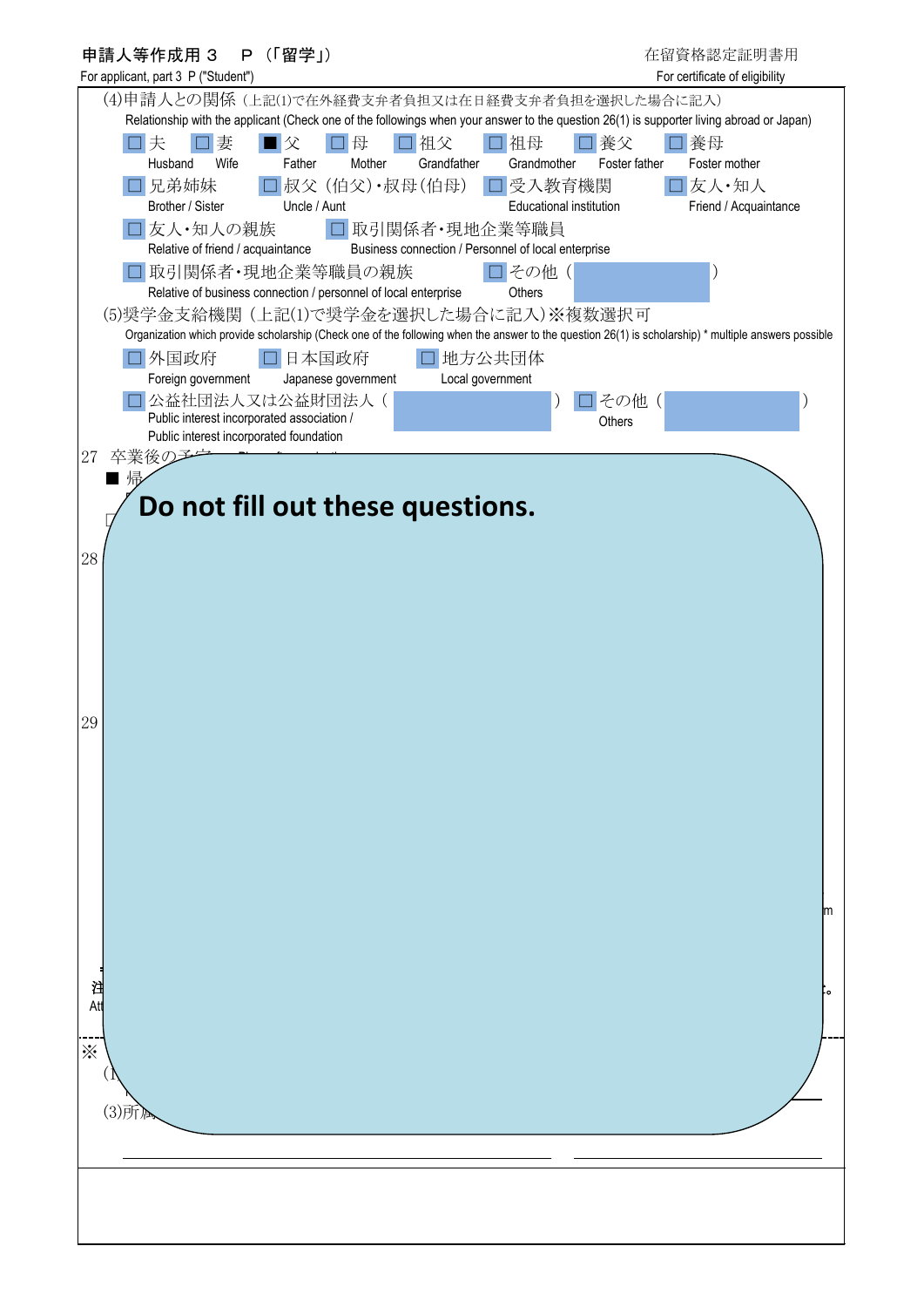申請人等作成用３　Ｐ（「留学」）
For applicant, part 3 P ("Student")

在留資格認定証明書用
For certificate of eligibility

(4)申請人との関係（上記(1)で在外経費支弁者負担又は在日経費支弁者負担を選択した場合に記入）
Relationship with the applicant (Check one of the followings when your answer to the question 26(1) is supporter living abroad or Japan)

- ☐ 夫 Husband
- ☐ 妻 Wife
- ■ 父 Father
- ☐ 母 Mother
- ☐ 祖父 Grandfather
- ☐ 祖母 Grandmother
- ☐ 養父 Foster father
- ☐ 養母 Foster mother
- ☐ 兄弟姉妹 Brother / Sister
- ☐ 叔父（伯父）・叔母（伯母） Uncle / Aunt
- ☐ 受入教育機関 Educational institution
- ☐ 友人・知人 Friend / Acquaintance
- ☐ 友人・知人の親族 Relative of friend / acquaintance
- ☐ 取引関係者・現地企業等職員 Business connection / Personnel of local enterprise
- ☐ 取引関係者・現地企業等職員の親族 Relative of business connection / personnel of local enterprise
- ☐ その他（　　　） Others

(5)奨学金支給機関（上記(1)で奨学金を選択した場合に記入）※複数選択可
Organization which provide scholarship (Check one of the following when the answer to the question 26(1) is scholarship) * multiple answers possible

- ☐ 外国政府 Foreign government
- ☐ 日本国政府 Japanese government
- ☐ 地方公共団体 Local government
- ☐ 公益社団法人又は公益財団法人（　　　） Public interest incorporated association / Public interest incorporated foundation
- ☐ その他（　　　） Others

27　卒業後の予定

■ 帰

**Do not fill out these questions.**

28

29

(3)所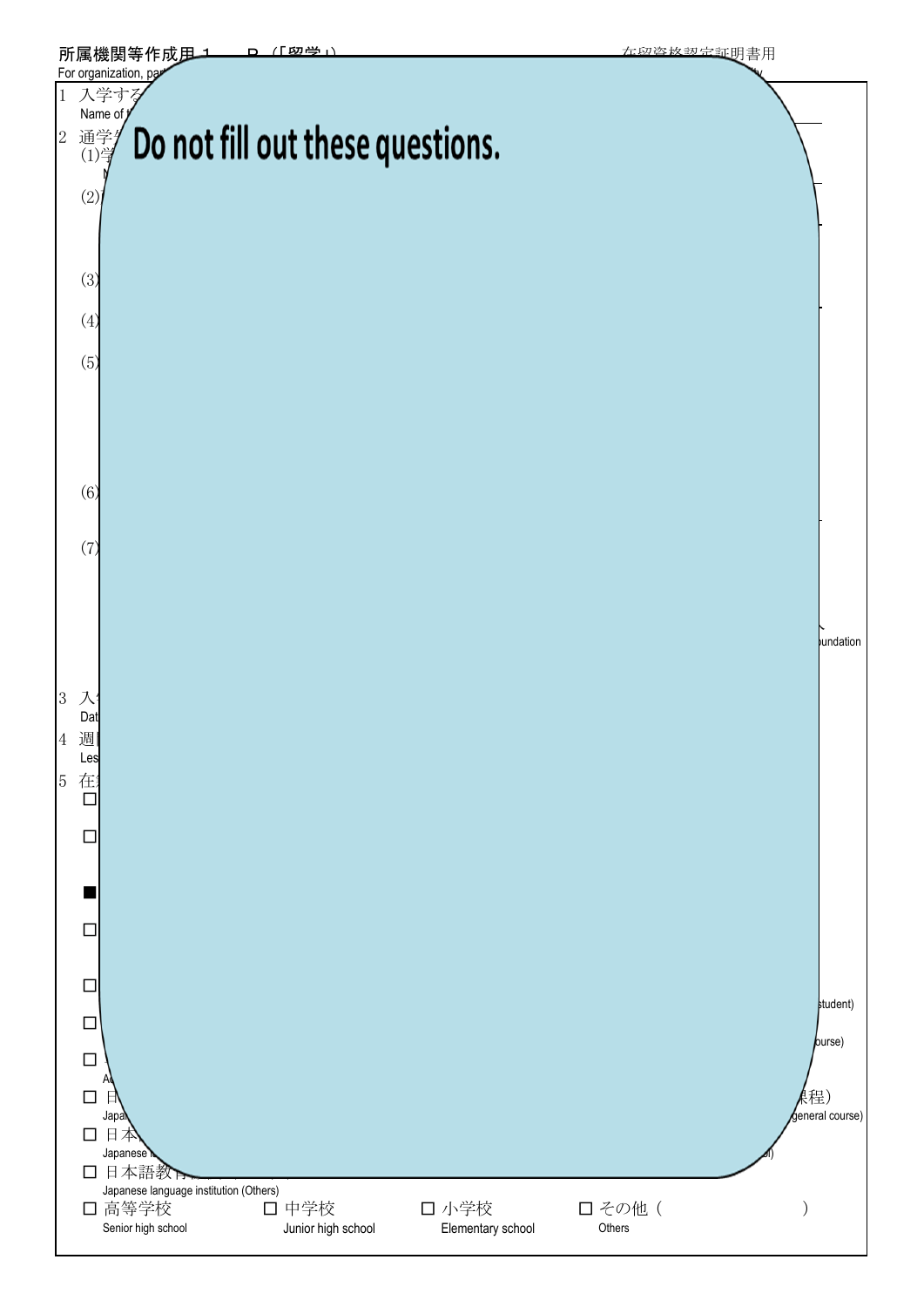所属機関等作成用 1　R（「留学」）　在留資格認定証明書用

For organization, par

1 入学する
Name of

2 通学先
(1)学
(2)
(3)
(4)
(5)
(6)
(7)

undation

3 入
Dat

4 週
Les

5 在

**Do not fill out these questions.**

□ 

□ 

■ 

□ 

□ student)

□ ourse)

□ 
Ac

□ 日　課程)
Japa　general course)

□ 日本
Japanese　l)

□ 日本語教育
Japanese language institution (Others)

□ 高等学校　Senior high school　□ 中学校　Junior high school　□ 小学校　Elementary school　□ その他（　　　　　）　Others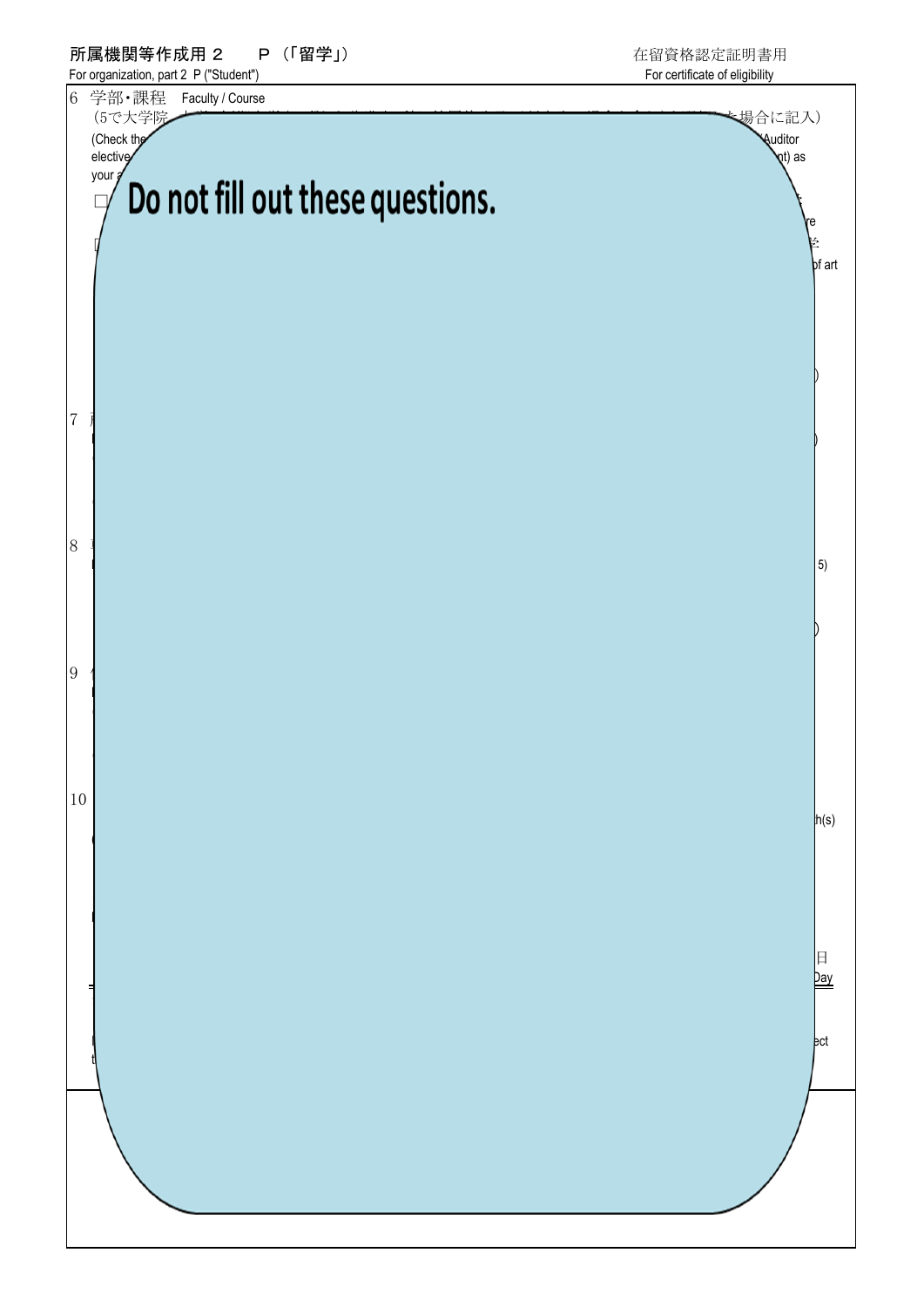所属機関等作成用 2　P（「留学」）
For organization, part 2 P ("Student")

在留資格認定証明書用
For certificate of eligibility

6 学部・課程　Faculty / Course
（5で大学院

を場合に記入）

(Check the

Auditor

elective

nt) as

your a

**Do not fill out these questions.**

□

re

□

学

of art

)

7

)

8

5)

)

9

10

h(s)

日

Day

ect

t